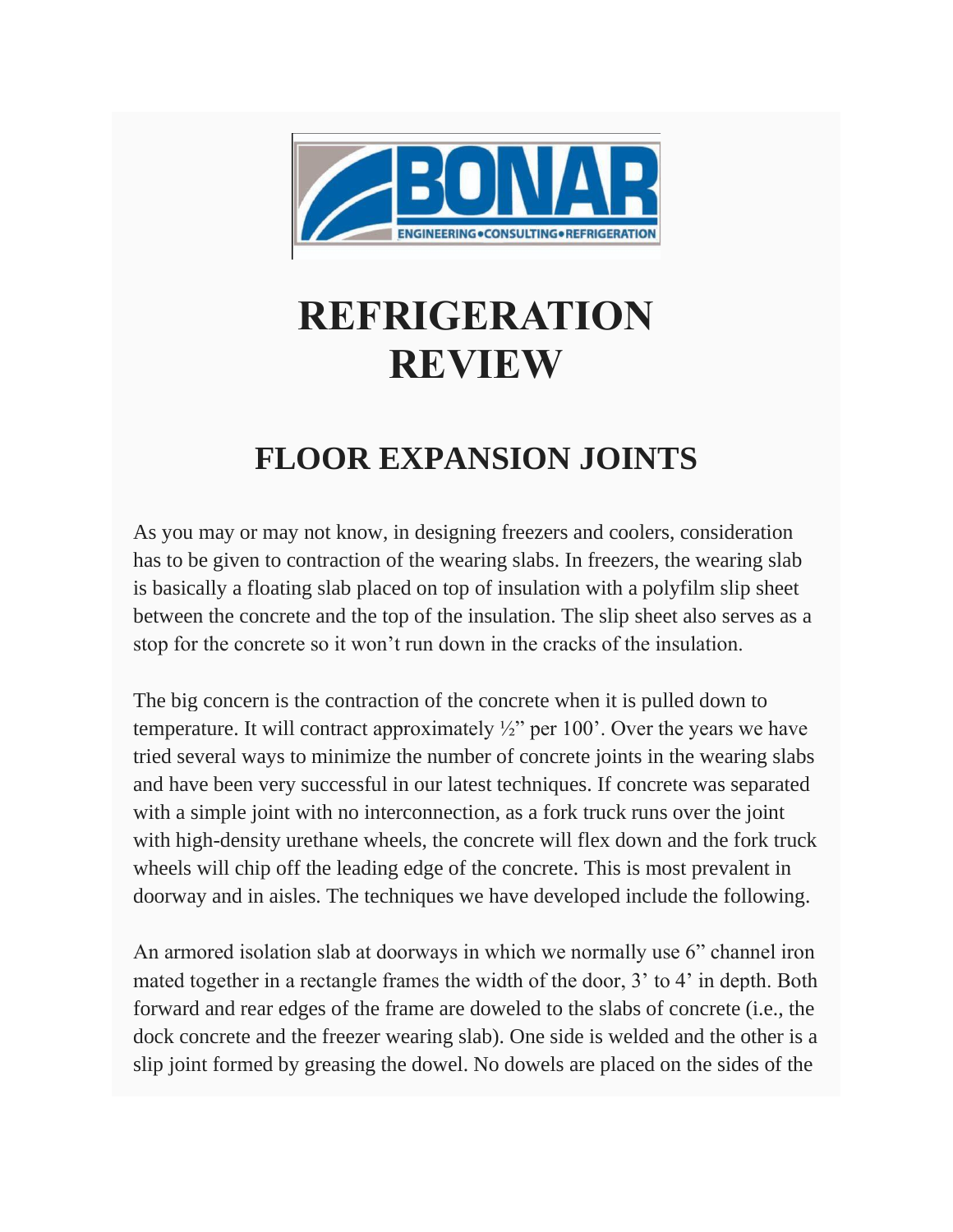# REFRIGERATION REVIEW

## FLOOR EXPANSION JOINTS

As you may or may not know, in designing freezers and coolers, consideration has to be given to contraction of the wearing slabs. In freezers, the wearing slab is basically a floating slab placed on top of insulation with a polyfilm slip sheet between the concrete and the top of the insulation. The slip sheet also serves as a stop for the concrete so it won't run down in the cracks of the insulation.

The big concern is the contraction of the concrete when it is pulled down to temperature. It will contract approximately ½" per 100'. Over the years we have tried several ways to minimize the number of concrete joints in the wearing slabs and have been very successful in our latest techniques. If concrete was separated with a simple joint with no interconnection, as a fork truck runs over the joint with high-density urethane wheels, the concrete will flex down and the fork truck wheels will chip off the leading edge of the concrete. This is most prevalent in doorway and in aisles. The techniques we have developed include the following.

An armored isolation slab at doorways in which we normally use 6" channel iron mated together in a rectangle frames the width of the door, 3' to 4' in depth. Both forward and rear edges of the frame are doweled to the slabs of concrete (i.e., the dock concrete and the freezer wearing slab). One side is welded and the other is a slip joint formed by greasing the dowel. No dowels are placed on the sides of the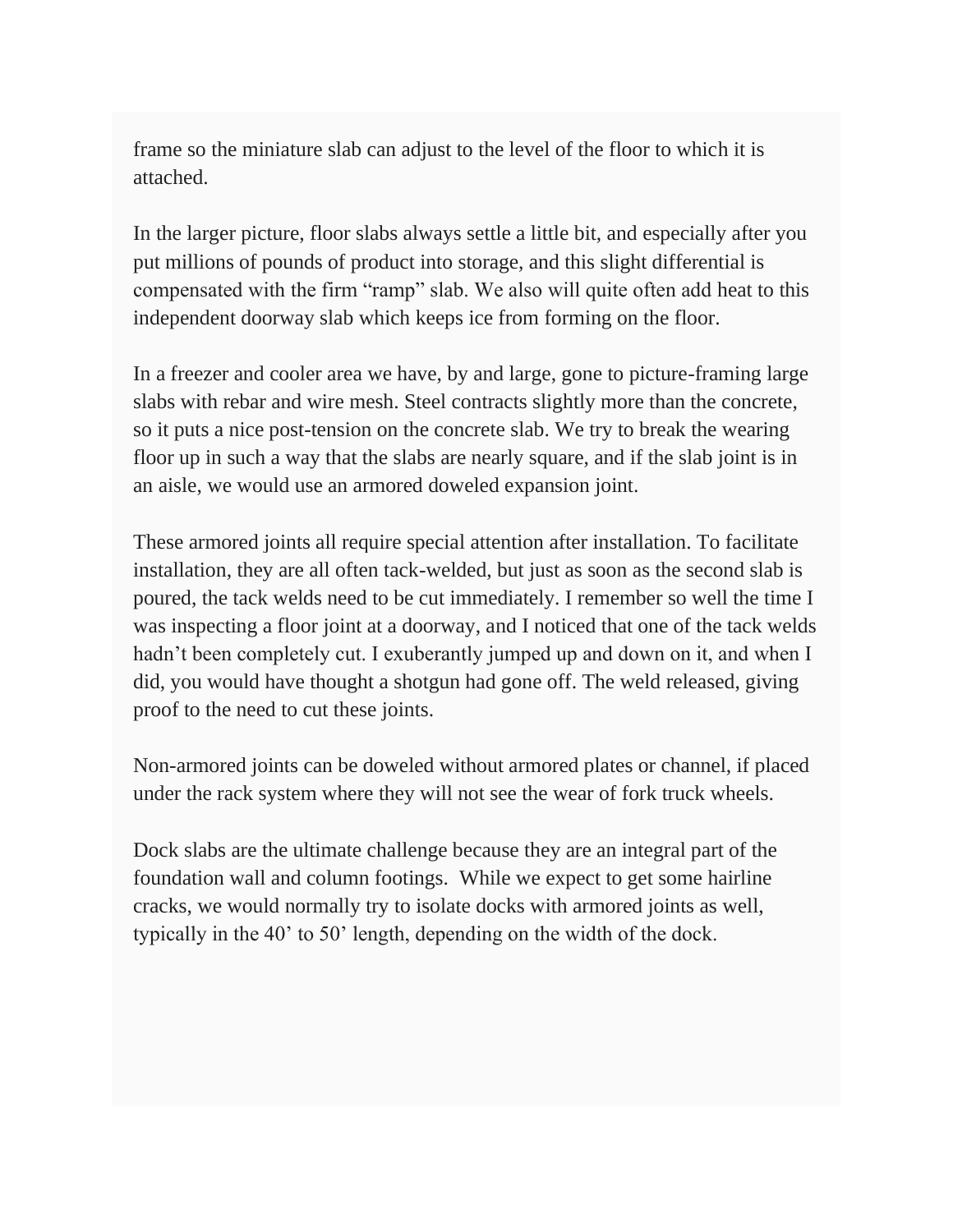frame so the miniature slab can adjust to the level of the floor to which it is attached.

In the larger picture, floor slabs always settle a little bit, and especially after you put millions of pounds of product into storage, and this slight differential is compensated with the firm “ramp” slab. We also will quite often add heat to this independent doorway slab which keeps ice from forming on the floor.

In a freezer and cooler area we have, by and large, gone to picture-framing large slabs with rebar and wire mesh. Steel contracts slightly more than the concrete, so it puts a nice post-tension on the concrete slab. We try to break the wearing floor up in such a way that the slabs are nearly square, and if the slab joint is in an aisle, we would use an armored doweled expansion joint.

These armored joints all require special attention after installation. To facilitate installation, they are all often tack-welded, but just as soon as the second slab is poured, the tack welds need to be cut immediately. I remember so well the time I was inspecting a floor joint at a doorway, and I noticed that one of the tack welds hadn’t been completely cut. I exuberantly jumped up and down on it, and when I did, you would have thought a shotgun had gone off. The weld released, giving proof to the need to cut these joints.

Non-armored joints can be doweled without armored plates or channel, if placed under the rack system where they will not see the wear of fork truck wheels.

Dock slabs are the ultimate challenge because they are an integral part of the foundation wall and column footings.  While we expect to get some hairline cracks, we would normally try to isolate docks with armored joints as well, typically in the 40’ to 50’ length, depending on the width of the dock.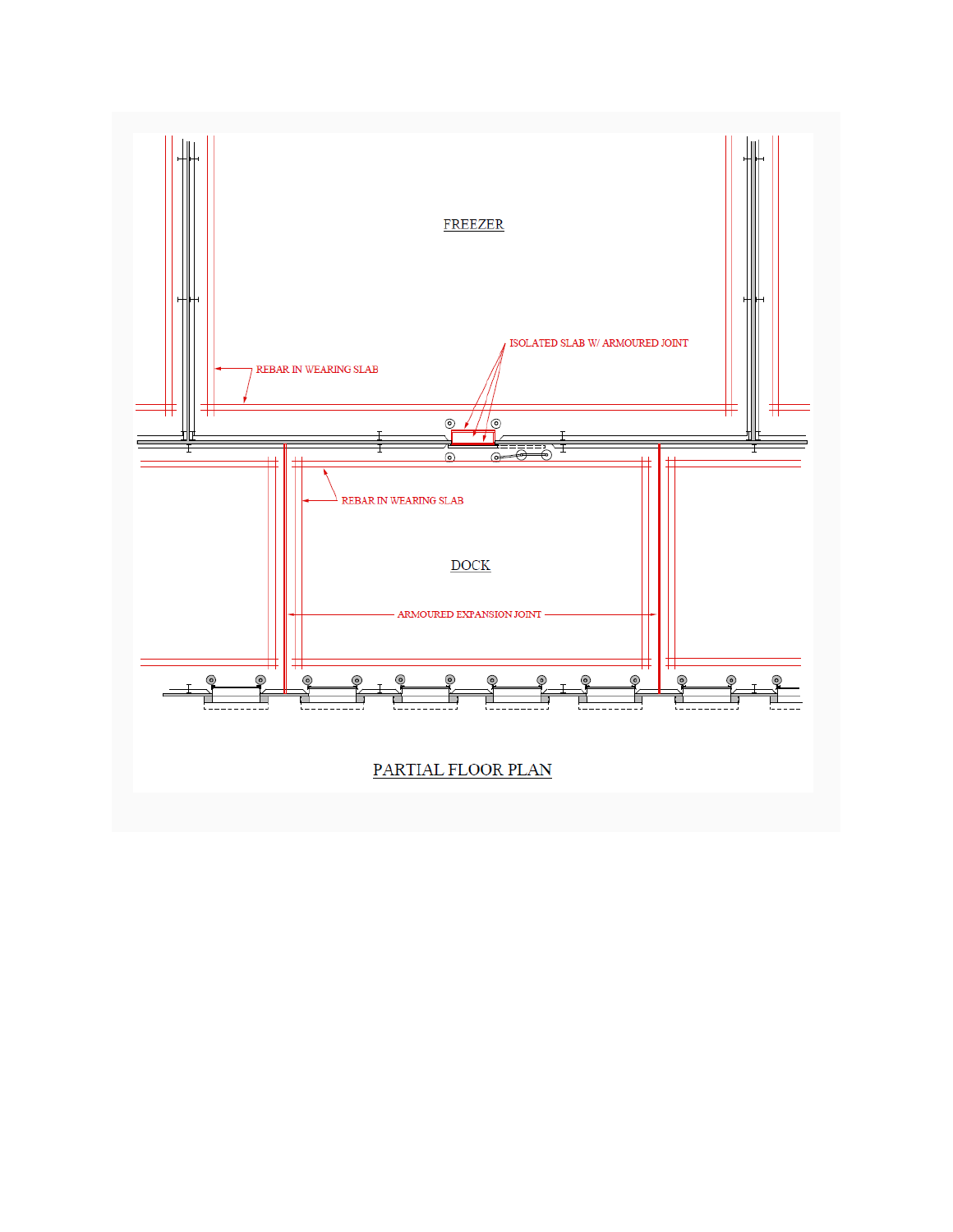FREEZER

ISOLATED SLAB W/ ARMOURED JOINT

REBAR IN WEARING SLAB

REBAR IN WEARING SLAB

DOCK

ARMOURED EXPANSION JOINT

PARTIAL FLOOR PLAN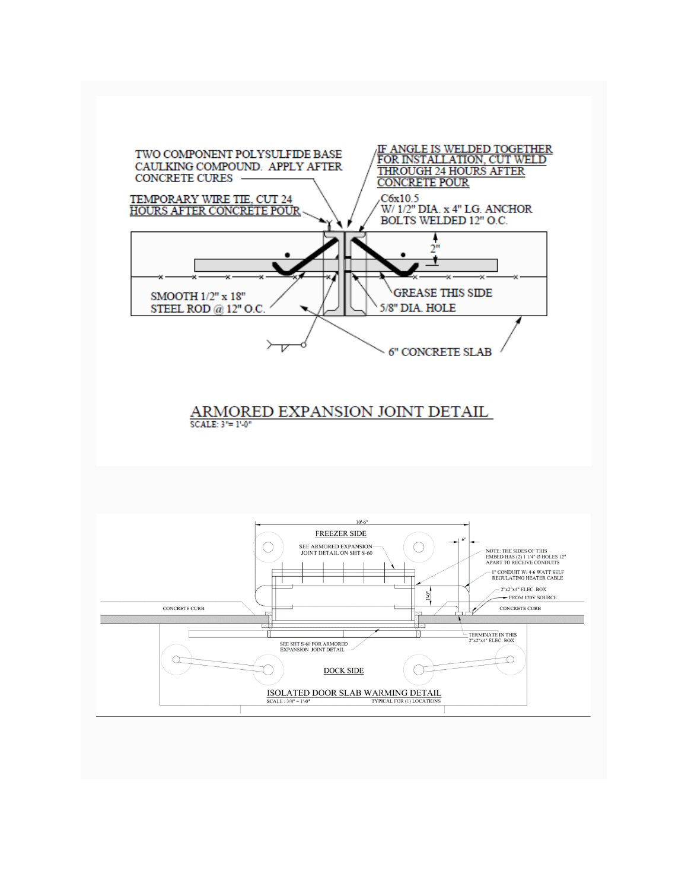TWO COMPONENT POLYSULFIDE BASE CAULKING COMPOUND. APPLY AFTER CONCRETE CURES

IF ANGLE IS WELDED TOGETHER FOR INSTALLATION, CUT WELD THROUGH 24 HOURS AFTER CONCRETE POUR

TEMPORARY WIRE TIE, CUT 24 HOURS AFTER CONCRETE POUR

C6x10.5
W/ 1/2" DIA. x 4" LG. ANCHOR BOLTS WELDED 12" O.C.

2"

SMOOTH 1/2" x 18" STEEL ROD @ 12" O.C.

GREASE THIS SIDE

5/8" DIA. HOLE

6" CONCRETE SLAB

## ARMORED EXPANSION JOINT DETAIL

SCALE: 3"= 1'-0"

10'-6"

6"

FREEZER SIDE

SEE ARMORED EXPANSION JOINT DETAIL ON SHT S-60

NOTE: THE SIDES OF THIS EMBED HAS (2) 1 1/4" Ø HOLES 12" APART TO RECEIVE CONDUITS

1" CONDUIT W/ 4-6 WATT SELF REGULATING HEATER CABLE

1'-0"

2"x2"x4" ELEC. BOX

FROM 120V SOURCE

CONCRETE CURB

CONCRETE CURB

TERMINATE IN THIS 2"x2"x4" ELEC. BOX

SEE SHT S-60 FOR ARMORED EXPANSION JOINT DETAIL

DOCK SIDE

## ISOLATED DOOR SLAB WARMING DETAIL

SCALE : 3/4" = 1'-0" TYPICAL FOR (1) LOCATIONS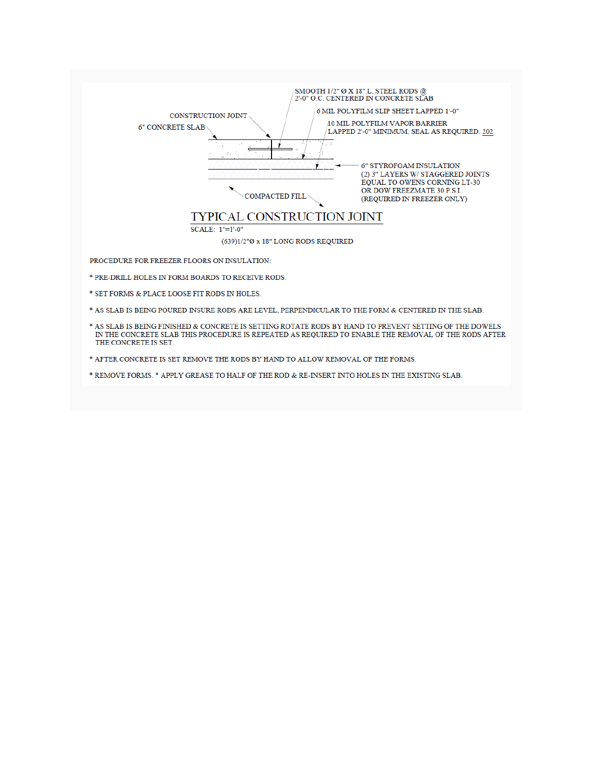SMOOTH 1/2" Ø X 18" L. STEEL RODS @
2'-0" O.C. CENTERED IN CONCRETE SLAB

CONSTRUCTION JOINT

6 MIL POLYFILM SLIP SHEET LAPPED 1'-0"

6" CONCRETE SLAB

10 MIL POLYFILM VAPOR BARRIER
LAPPED 2'-0" MINIMUM, SEAL AS REQUIRED. 202

6" STYROFOAM INSULATION
(2) 3" LAYERS W/ STAGGERED JOINTS
EQUAL TO OWENS CORNING LT-30
OR DOW FREEZMATE 30 P.S.I.
(REQUIRED IN FREEZER ONLY)

COMPACTED FILL

## TYPICAL CONSTRUCTION JOINT

SCALE: 1"=1'-0"

(639)1/2"Ø x 18" LONG RODS REQUIRED

PROCEDURE FOR FREEZER FLOORS ON INSULATION:

* PRE-DRILL HOLES IN FORM BOARDS TO RECEIVE RODS.

* SET FORMS & PLACE LOOSE FIT RODS IN HOLES.

* AS SLAB IS BEING POURED INSURE RODS ARE LEVEL, PERPENDICULAR TO THE FORM & CENTERED IN THE SLAB.

* AS SLAB IS BEING FINISHED & CONCRETE IS SETTING ROTATE RODS BY HAND TO PREVENT SETTING OF THE DOWELS IN THE CONCRETE SLAB THIS PROCEDURE IS REPEATED AS REQUIRED TO ENABLE THE REMOVAL OF THE RODS AFTER THE CONCRETE IS SET.

* AFTER CONCRETE IS SET REMOVE THE RODS BY HAND TO ALLOW REMOVAL OF THE FORMS.

* REMOVE FORMS. * APPLY GREASE TO HALF OF THE ROD & RE-INSERT INTO HOLES IN THE EXISTING SLAB.